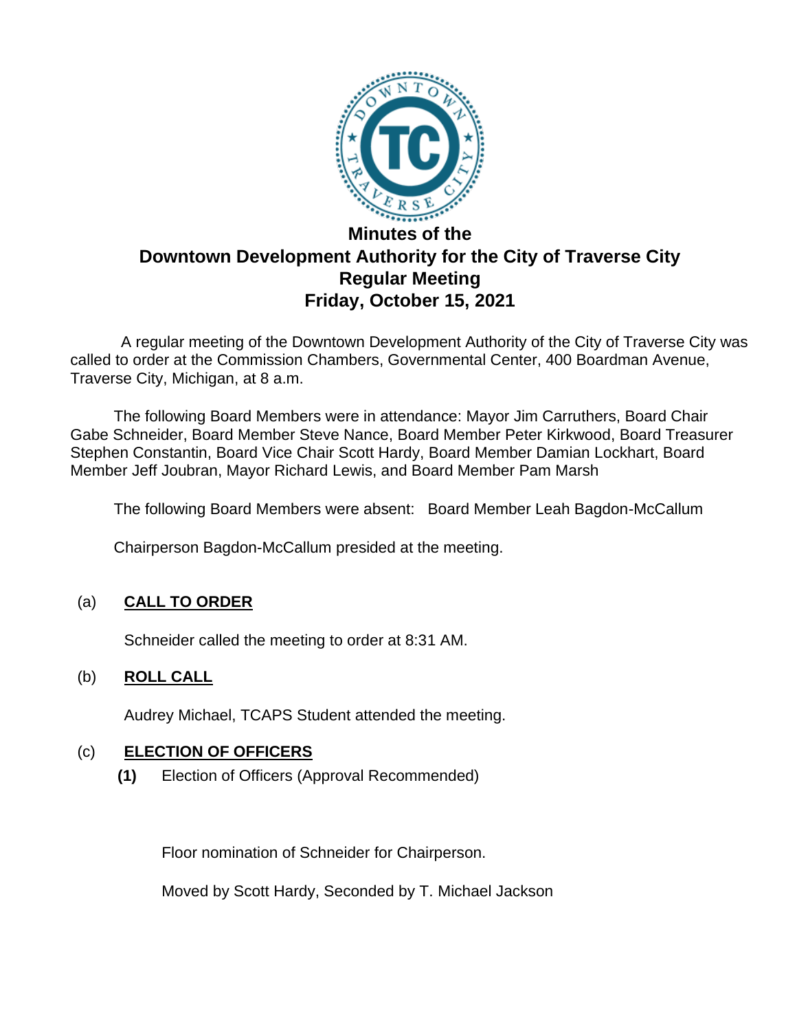# Minutes of the
# Downtown Development Authority for the City of Traverse City
## Regular Meeting
## Friday, October 15, 2021

A regular meeting of the Downtown Development Authority of the City of Traverse City was called to order at the Commission Chambers, Governmental Center, 400 Boardman Avenue, Traverse City, Michigan, at 8 a.m.

The following Board Members were in attendance: Mayor Jim Carruthers, Board Chair Gabe Schneider, Board Member Steve Nance, Board Member Peter Kirkwood, Board Treasurer Stephen Constantin, Board Vice Chair Scott Hardy, Board Member Damian Lockhart, Board Member Jeff Joubran, Mayor Richard Lewis, and Board Member Pam Marsh

The following Board Members were absent: Board Member Leah Bagdon-McCallum

Chairperson Bagdon-McCallum presided at the meeting.

(a) **CALL TO ORDER**

Schneider called the meeting to order at 8:31 AM.

(b) **ROLL CALL**

Audrey Michael, TCAPS Student attended the meeting.

(c) **ELECTION OF OFFICERS**

**(1)** Election of Officers (Approval Recommended)

Floor nomination of Schneider for Chairperson.

Moved by Scott Hardy, Seconded by T. Michael Jackson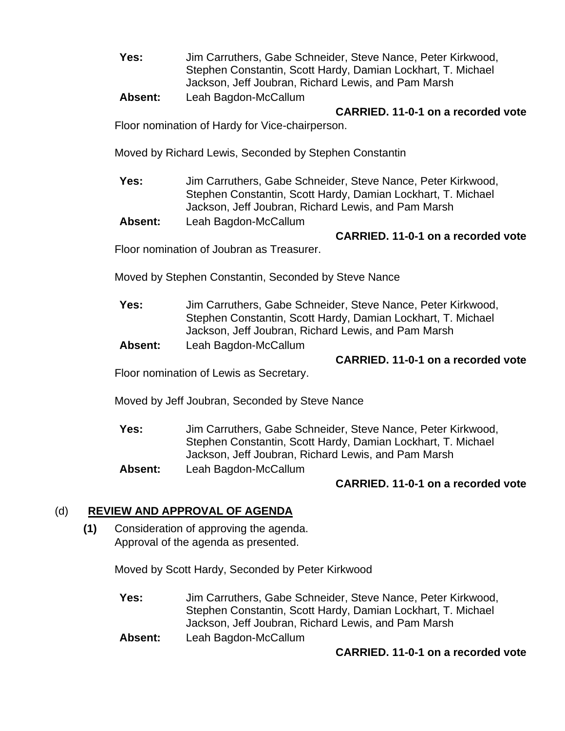**Yes:** Jim Carruthers, Gabe Schneider, Steve Nance, Peter Kirkwood, Stephen Constantin, Scott Hardy, Damian Lockhart, T. Michael Jackson, Jeff Joubran, Richard Lewis, and Pam Marsh

**Absent:** Leah Bagdon-McCallum

**CARRIED. 11-0-1 on a recorded vote**

Floor nomination of Hardy for Vice-chairperson.

Moved by Richard Lewis, Seconded by Stephen Constantin

**Yes:** Jim Carruthers, Gabe Schneider, Steve Nance, Peter Kirkwood, Stephen Constantin, Scott Hardy, Damian Lockhart, T. Michael Jackson, Jeff Joubran, Richard Lewis, and Pam Marsh

**Absent:** Leah Bagdon-McCallum

**CARRIED. 11-0-1 on a recorded vote**

Floor nomination of Joubran as Treasurer.

Moved by Stephen Constantin, Seconded by Steve Nance

**Yes:** Jim Carruthers, Gabe Schneider, Steve Nance, Peter Kirkwood, Stephen Constantin, Scott Hardy, Damian Lockhart, T. Michael Jackson, Jeff Joubran, Richard Lewis, and Pam Marsh

**Absent:** Leah Bagdon-McCallum

**CARRIED. 11-0-1 on a recorded vote**

Floor nomination of Lewis as Secretary.

Moved by Jeff Joubran, Seconded by Steve Nance

**Yes:** Jim Carruthers, Gabe Schneider, Steve Nance, Peter Kirkwood, Stephen Constantin, Scott Hardy, Damian Lockhart, T. Michael Jackson, Jeff Joubran, Richard Lewis, and Pam Marsh

**Absent:** Leah Bagdon-McCallum

**CARRIED. 11-0-1 on a recorded vote**

## (d) REVIEW AND APPROVAL OF AGENDA

**(1)** Consideration of approving the agenda.
Approval of the agenda as presented.

Moved by Scott Hardy, Seconded by Peter Kirkwood

**Yes:** Jim Carruthers, Gabe Schneider, Steve Nance, Peter Kirkwood, Stephen Constantin, Scott Hardy, Damian Lockhart, T. Michael Jackson, Jeff Joubran, Richard Lewis, and Pam Marsh

**Absent:** Leah Bagdon-McCallum

**CARRIED. 11-0-1 on a recorded vote**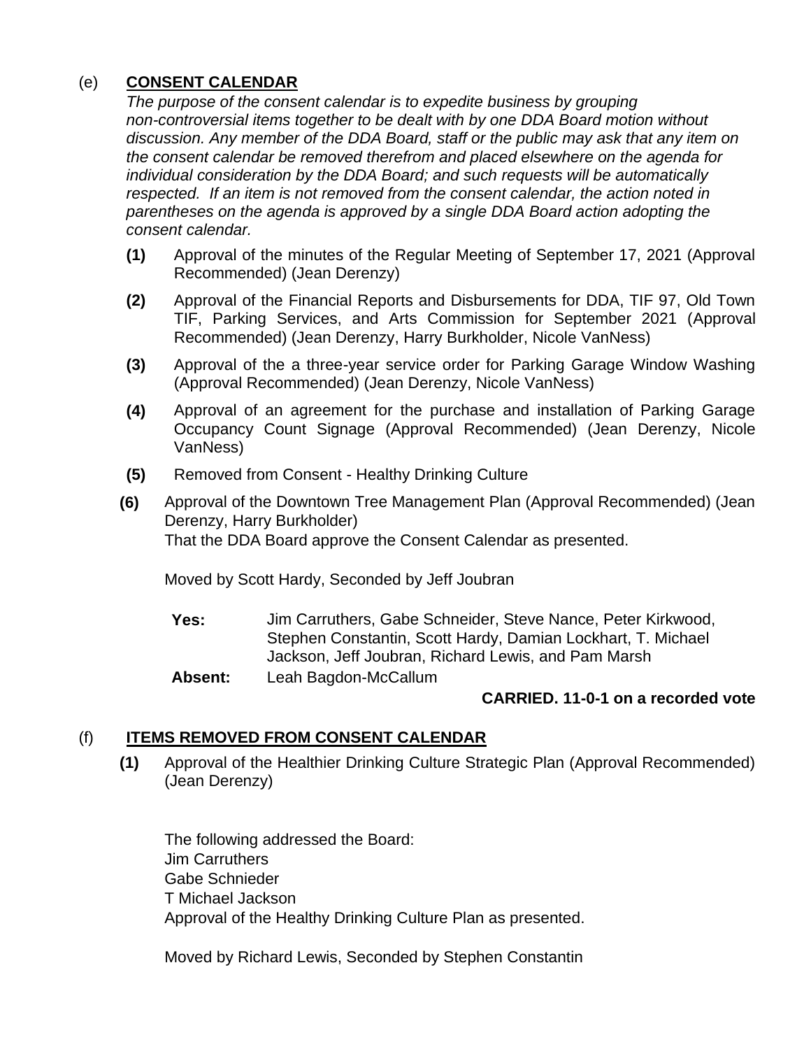(e) **CONSENT CALENDAR**

*The purpose of the consent calendar is to expedite business by grouping non-controversial items together to be dealt with by one DDA Board motion without discussion. Any member of the DDA Board, staff or the public may ask that any item on the consent calendar be removed therefrom and placed elsewhere on the agenda for individual consideration by the DDA Board; and such requests will be automatically respected. If an item is not removed from the consent calendar, the action noted in parentheses on the agenda is approved by a single DDA Board action adopting the consent calendar.*

**(1)** Approval of the minutes of the Regular Meeting of September 17, 2021 (Approval Recommended) (Jean Derenzy)

**(2)** Approval of the Financial Reports and Disbursements for DDA, TIF 97, Old Town TIF, Parking Services, and Arts Commission for September 2021 (Approval Recommended) (Jean Derenzy, Harry Burkholder, Nicole VanNess)

**(3)** Approval of the a three-year service order for Parking Garage Window Washing (Approval Recommended) (Jean Derenzy, Nicole VanNess)

**(4)** Approval of an agreement for the purchase and installation of Parking Garage Occupancy Count Signage (Approval Recommended) (Jean Derenzy, Nicole VanNess)

**(5)** Removed from Consent - Healthy Drinking Culture

**(6)** Approval of the Downtown Tree Management Plan (Approval Recommended) (Jean Derenzy, Harry Burkholder)

That the DDA Board approve the Consent Calendar as presented.

Moved by Scott Hardy, Seconded by Jeff Joubran

**Yes:** Jim Carruthers, Gabe Schneider, Steve Nance, Peter Kirkwood, Stephen Constantin, Scott Hardy, Damian Lockhart, T. Michael Jackson, Jeff Joubran, Richard Lewis, and Pam Marsh

**Absent:** Leah Bagdon-McCallum

**CARRIED. 11-0-1 on a recorded vote**

(f) **ITEMS REMOVED FROM CONSENT CALENDAR**

**(1)** Approval of the Healthier Drinking Culture Strategic Plan (Approval Recommended) (Jean Derenzy)

The following addressed the Board:
Jim Carruthers
Gabe Schnieder
T Michael Jackson
Approval of the Healthy Drinking Culture Plan as presented.

Moved by Richard Lewis, Seconded by Stephen Constantin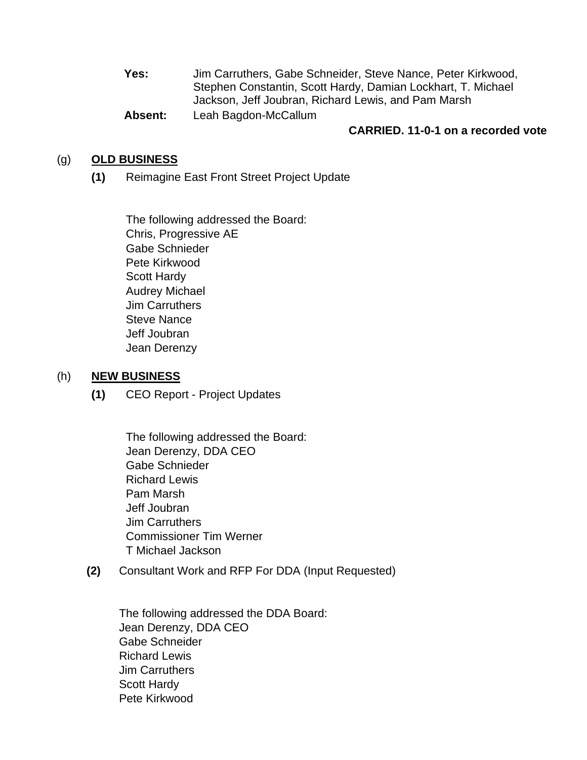**Yes:** Jim Carruthers, Gabe Schneider, Steve Nance, Peter Kirkwood, Stephen Constantin, Scott Hardy, Damian Lockhart, T. Michael Jackson, Jeff Joubran, Richard Lewis, and Pam Marsh

**Absent:** Leah Bagdon-McCallum

**CARRIED. 11-0-1 on a recorded vote**

(g) **OLD BUSINESS**

**(1)** Reimagine East Front Street Project Update

The following addressed the Board:
Chris, Progressive AE
Gabe Schnieder
Pete Kirkwood
Scott Hardy
Audrey Michael
Jim Carruthers
Steve Nance
Jeff Joubran
Jean Derenzy

(h) **NEW BUSINESS**

**(1)** CEO Report - Project Updates

The following addressed the Board:
Jean Derenzy, DDA CEO
Gabe Schnieder
Richard Lewis
Pam Marsh
Jeff Joubran
Jim Carruthers
Commissioner Tim Werner
T Michael Jackson

**(2)** Consultant Work and RFP For DDA (Input Requested)

The following addressed the DDA Board:
Jean Derenzy, DDA CEO
Gabe Schneider
Richard Lewis
Jim Carruthers
Scott Hardy
Pete Kirkwood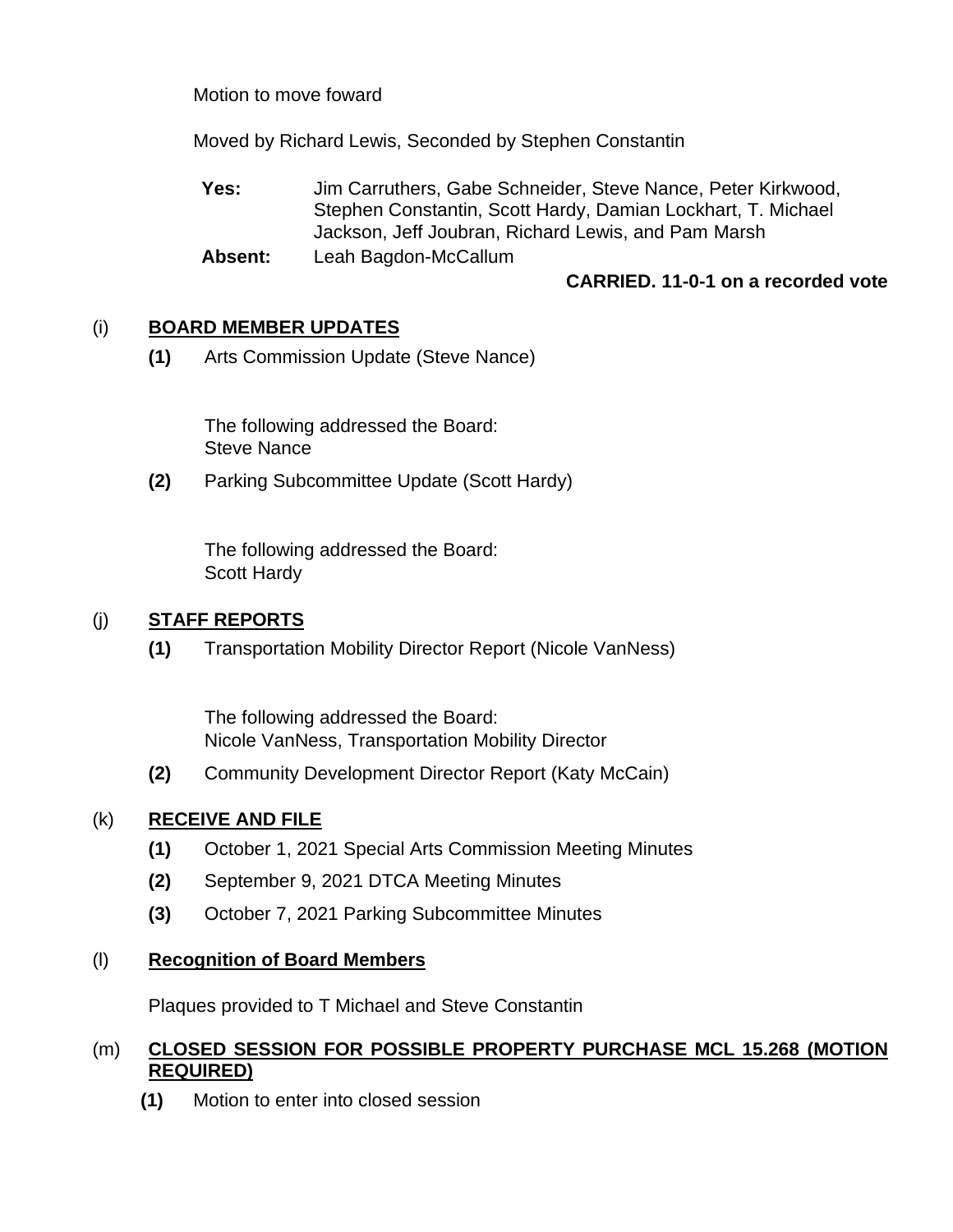Motion to move foward

Moved by Richard Lewis, Seconded by Stephen Constantin

**Yes:** Jim Carruthers, Gabe Schneider, Steve Nance, Peter Kirkwood, Stephen Constantin, Scott Hardy, Damian Lockhart, T. Michael Jackson, Jeff Joubran, Richard Lewis, and Pam Marsh

**Absent:** Leah Bagdon-McCallum

**CARRIED. 11-0-1 on a recorded vote**

## (i) BOARD MEMBER UPDATES

**(1)** Arts Commission Update (Steve Nance)

The following addressed the Board:
Steve Nance

**(2)** Parking Subcommittee Update (Scott Hardy)

The following addressed the Board:
Scott Hardy

## (j) STAFF REPORTS

**(1)** Transportation Mobility Director Report (Nicole VanNess)

The following addressed the Board:
Nicole VanNess, Transportation Mobility Director

**(2)** Community Development Director Report (Katy McCain)

## (k) RECEIVE AND FILE

**(1)** October 1, 2021 Special Arts Commission Meeting Minutes

**(2)** September 9, 2021 DTCA Meeting Minutes

**(3)** October 7, 2021 Parking Subcommittee Minutes

## (l) Recognition of Board Members

Plaques provided to T Michael and Steve Constantin

## (m) CLOSED SESSION FOR POSSIBLE PROPERTY PURCHASE MCL 15.268 (MOTION REQUIRED)

**(1)** Motion to enter into closed session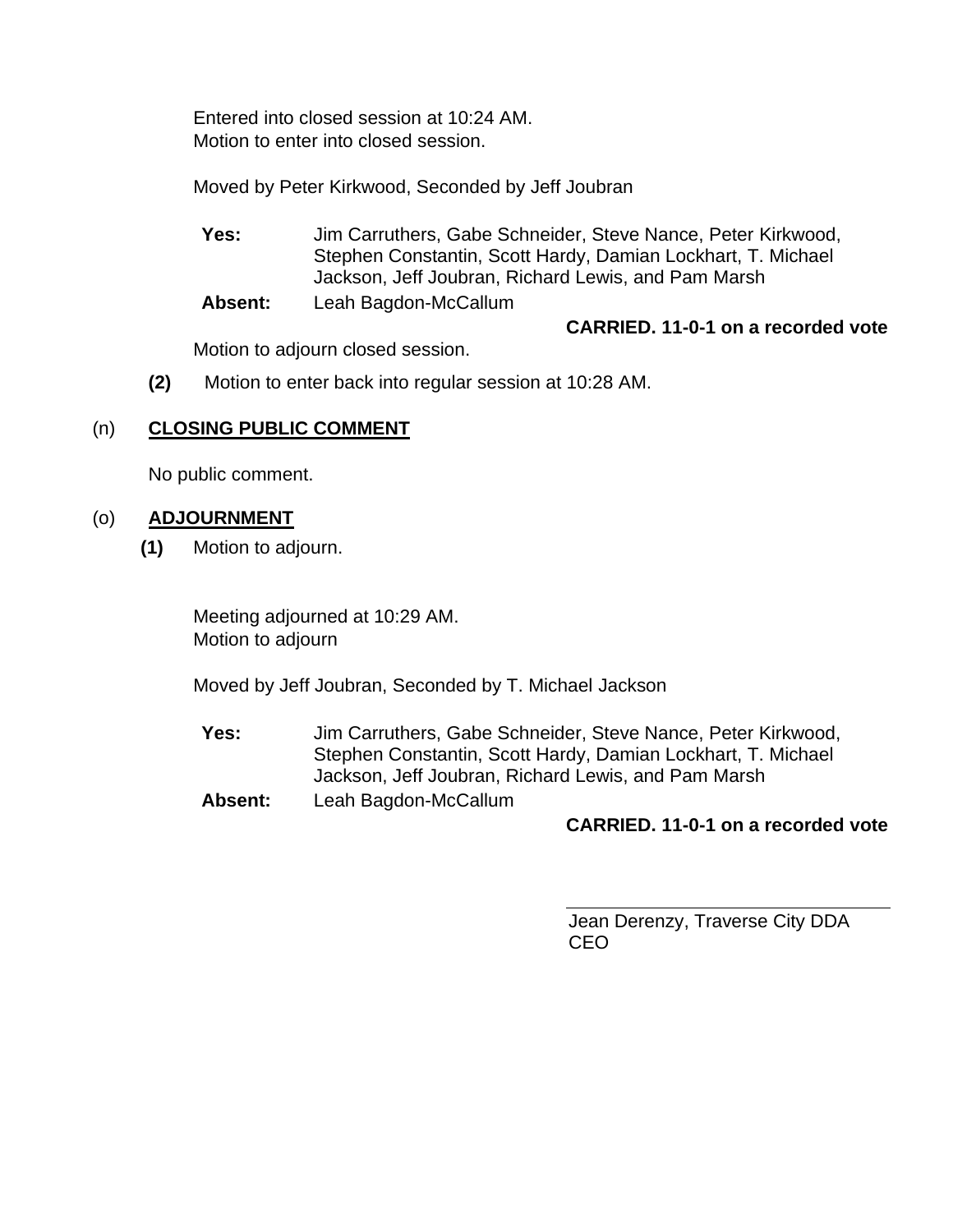Entered into closed session at 10:24 AM.
Motion to enter into closed session.

Moved by Peter Kirkwood, Seconded by Jeff Joubran

**Yes:** Jim Carruthers, Gabe Schneider, Steve Nance, Peter Kirkwood, Stephen Constantin, Scott Hardy, Damian Lockhart, T. Michael Jackson, Jeff Joubran, Richard Lewis, and Pam Marsh

**Absent:** Leah Bagdon-McCallum

**CARRIED. 11-0-1 on a recorded vote**

Motion to adjourn closed session.

**(2)** Motion to enter back into regular session at 10:28 AM.

(n) **CLOSING PUBLIC COMMENT**

No public comment.

(o) **ADJOURNMENT**

**(1)** Motion to adjourn.

Meeting adjourned at 10:29 AM.
Motion to adjourn

Moved by Jeff Joubran, Seconded by T. Michael Jackson

**Yes:** Jim Carruthers, Gabe Schneider, Steve Nance, Peter Kirkwood, Stephen Constantin, Scott Hardy, Damian Lockhart, T. Michael Jackson, Jeff Joubran, Richard Lewis, and Pam Marsh

**Absent:** Leah Bagdon-McCallum

**CARRIED. 11-0-1 on a recorded vote**

\_\_\_\_\_\_\_\_\_\_\_\_\_\_\_\_\_\_\_\_\_\_\_\_\_\_\_\_\_\_

Jean Derenzy, Traverse City DDA CEO